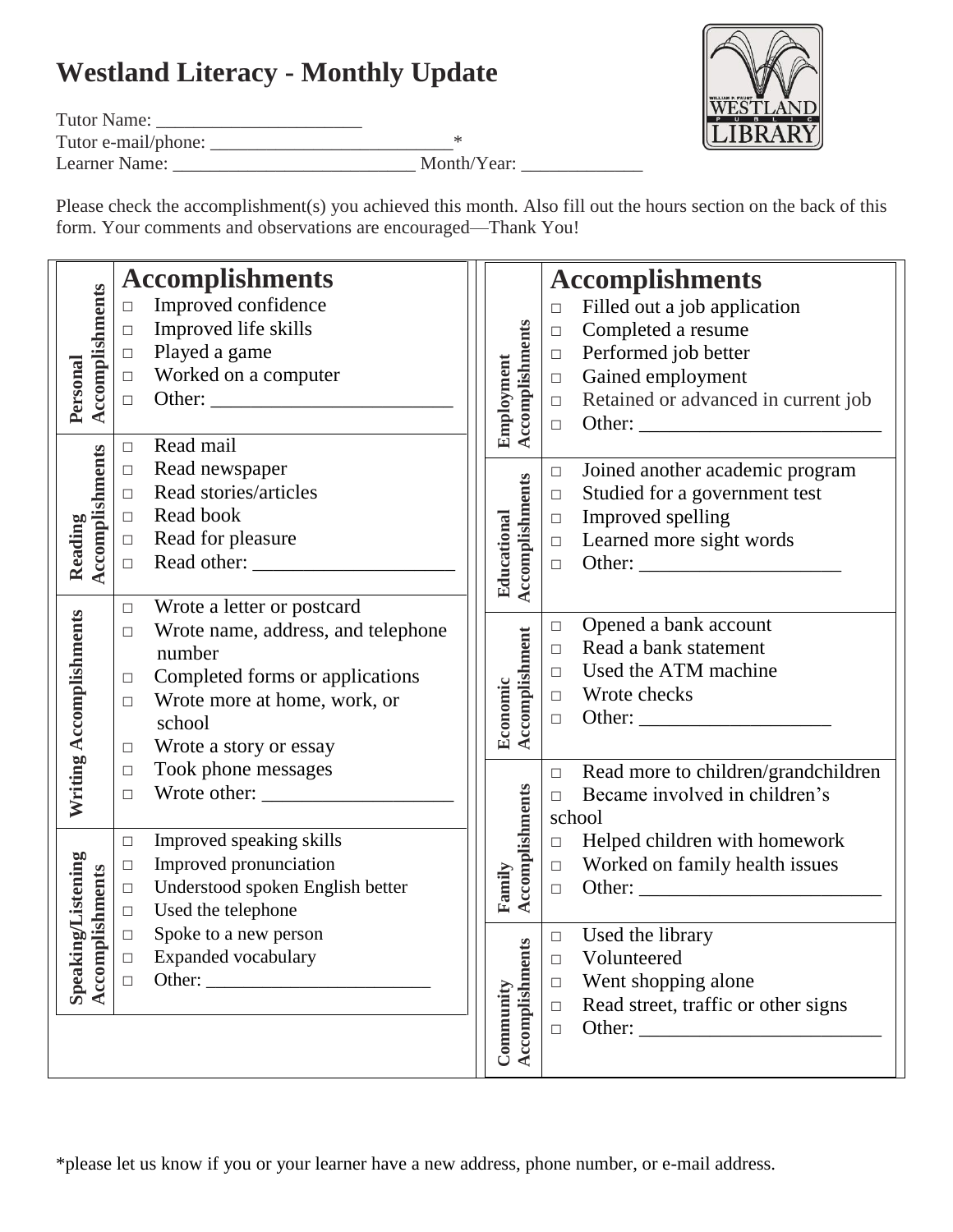# Westland Literacy - Monthly Update

Tutor Name: ______________________

Tutor e-mail/phone: __________________________*

Learner Name: __________________________ Month/Year: _____________

Please check the accomplishment(s) you achieved this month. Also fill out the hours section on the back of this form. Your comments and observations are encouraged—Thank You!

## Accomplishments

**Personal Accomplishments**

- □ Improved confidence
- □ Improved life skills
- □ Played a game
- □ Worked on a computer
- □ Other: _________________________

**Reading Accomplishments**

- □ Read mail
- □ Read newspaper
- □ Read stories/articles
- □ Read book
- □ Read for pleasure
- □ Read other: ____________________

**Writing Accomplishments**

- □ Wrote a letter or postcard
- □ Wrote name, address, and telephone number
- □ Completed forms or applications
- □ Wrote more at home, work, or school
- □ Wrote a story or essay
- □ Took phone messages
- □ Wrote other: ___________________

**Speaking/Listening Accomplishments**

- □ Improved speaking skills
- □ Improved pronunciation
- □ Understood spoken English better
- □ Used the telephone
- □ Spoke to a new person
- □ Expanded vocabulary
- □ Other: ________________________

## Accomplishments

**Employment Accomplishments**

- □ Filled out a job application
- □ Completed a resume
- □ Performed job better
- □ Gained employment
- □ Retained or advanced in current job
- □ Other: _________________________

**Educational Accomplishments**

- □ Joined another academic program
- □ Studied for a government test
- □ Improved spelling
- □ Learned more sight words
- □ Other: ____________________

**Economic Accomplishment**

- □ Opened a bank account
- □ Read a bank statement
- □ Used the ATM machine
- □ Wrote checks
- □ Other: ___________________

**Family Accomplishments**

- □ Read more to children/grandchildren
- □ Became involved in children's school
- □ Helped children with homework
- □ Worked on family health issues
- □ Other: _________________________

**Community Accomplishments**

- □ Used the library
- □ Volunteered
- □ Went shopping alone
- □ Read street, traffic or other signs
- □ Other: _________________________

*please let us know if you or your learner have a new address, phone number, or e-mail address.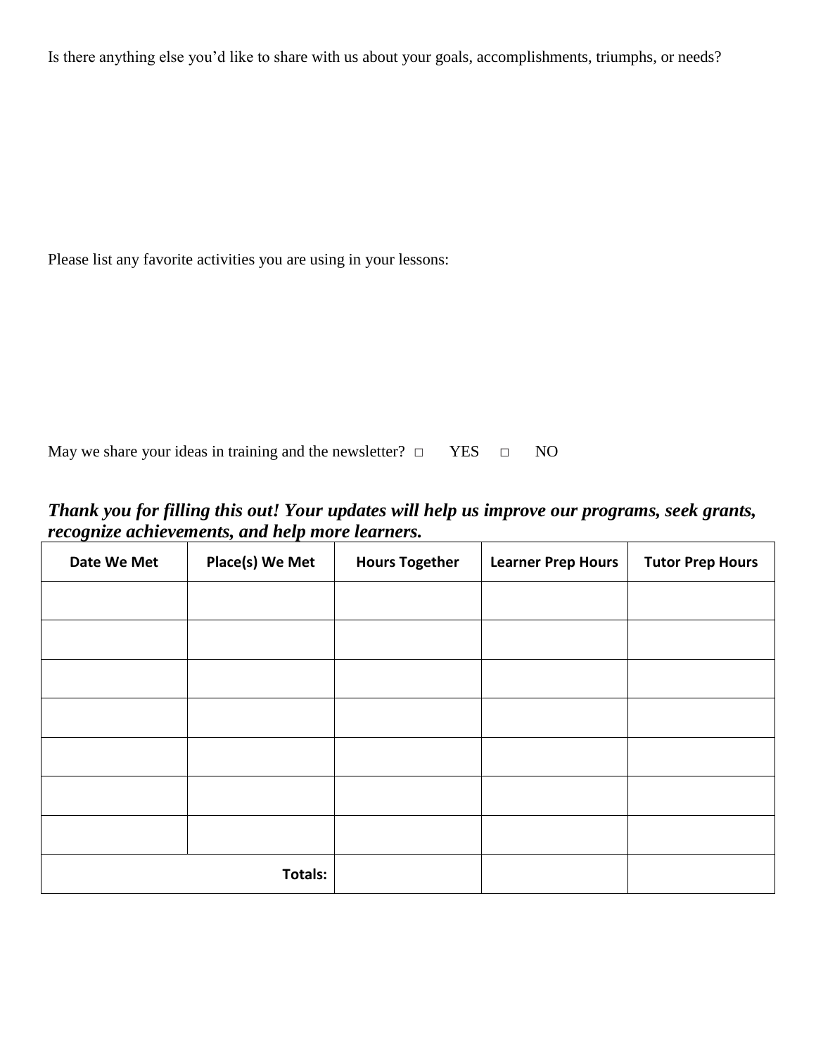Is there anything else you'd like to share with us about your goals, accomplishments, triumphs, or needs?

Please list any favorite activities you are using in your lessons:

May we share your ideas in training and the newsletter? □ YES □ NO

***Thank you for filling this out! Your updates will help us improve our programs, seek grants, recognize achievements, and help more learners.***

| Date We Met | Place(s) We Met | Hours Together | Learner Prep Hours | Tutor Prep Hours |
|---|---|---|---|---|
| | | | | |
| | | | | |
| | | | | |
| | | | | |
| | | | | |
| | | | | |
| | | | | |
| | **Totals:** | | | |